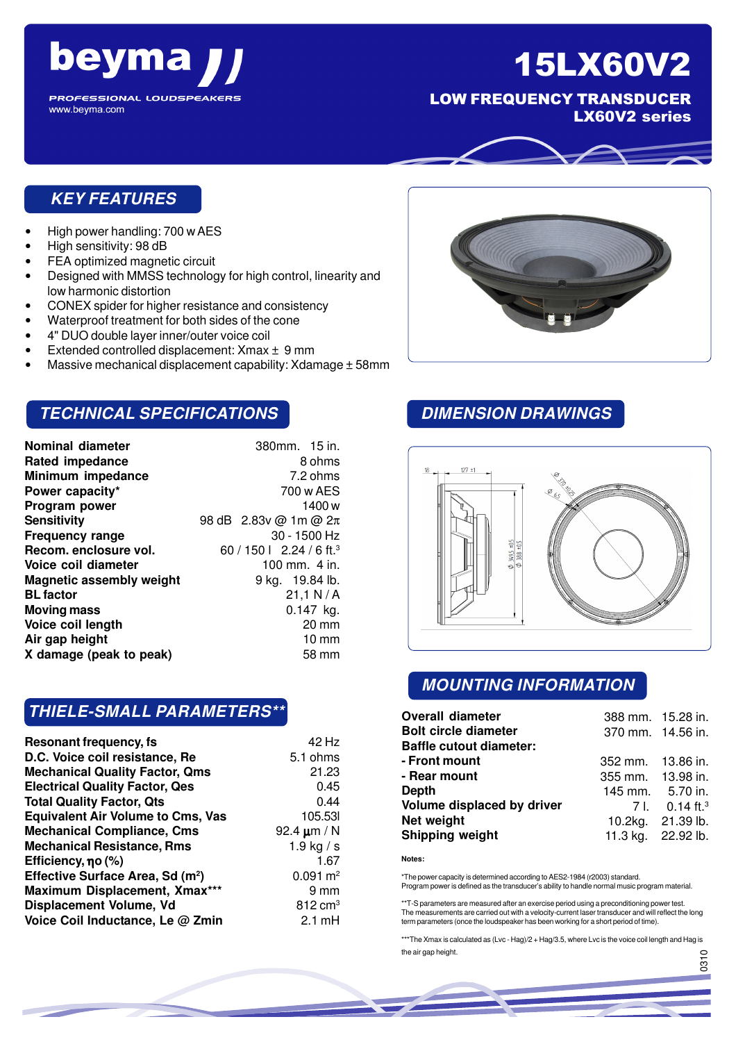# beyma

PROFESSIONAL LOUDSPEAKERS
www.beyma.com

# 15LX60V2

**LOW FREQUENCY TRANSDUCER**
**LX60V2 series**

## KEY FEATURES

- High power handling: 700 w AES
- High sensitivity: 98 dB
- FEA optimized magnetic circuit
- Designed with MMSS technology for high control, linearity and low harmonic distortion
- CONEX spider for higher resistance and consistency
- Waterproof treatment for both sides of the cone
- 4" DUO double layer inner/outer voice coil
- Extended controlled displacement: Xmax ± 9 mm
- Massive mechanical displacement capability: Xdamage ± 58mm

## TECHNICAL SPECIFICATIONS

| | |
|---|---|
| **Nominal diameter** | 380mm. 15 in. |
| **Rated impedance** | 8 ohms |
| **Minimum impedance** | 7.2 ohms |
| **Power capacity*** | 700 w AES |
| **Program power** | 1400 w |
| **Sensitivity** | 98 dB 2.83v @ 1m @ 2π |
| **Frequency range** | 30 - 1500 Hz |
| **Recom. enclosure vol.** | 60 / 150 l 2.24 / 6 ft.³ |
| **Voice coil diameter** | 100 mm. 4 in. |
| **Magnetic assembly weight** | 9 kg. 19.84 lb. |
| **BL factor** | 21,1 N / A |
| **Moving mass** | 0.147 kg. |
| **Voice coil length** | 20 mm |
| **Air gap height** | 10 mm |
| **X damage (peak to peak)** | 58 mm |

## THIELE-SMALL PARAMETERS**

| | |
|---|---|
| **Resonant frequency, fs** | 42 Hz |
| **D.C. Voice coil resistance, Re** | 5.1 ohms |
| **Mechanical Quality Factor, Qms** | 21.23 |
| **Electrical Quality Factor, Qes** | 0.45 |
| **Total Quality Factor, Qts** | 0.44 |
| **Equivalent Air Volume to Cms, Vas** | 105.53l |
| **Mechanical Compliance, Cms** | 92.4 µm / N |
| **Mechanical Resistance, Rms** | 1.9 kg / s |
| **Efficiency, ηo (%)** | 1.67 |
| **Effective Surface Area, Sd (m²)** | 0.091 m² |
| **Maximum Displacement, Xmax*** ** | 9 mm |
| **Displacement Volume, Vd** | 812 cm³ |
| **Voice Coil Inductance, Le @ Zmin** | 2.1 mH |

## DIMENSION DRAWINGS

## MOUNTING INFORMATION

| | | |
|---|---|---|
| **Overall diameter** | 388 mm. | 15.28 in. |
| **Bolt circle diameter** | 370 mm. | 14.56 in. |
| **Baffle cutout diameter:** | | |
| **- Front mount** | 352 mm. | 13.86 in. |
| **- Rear mount** | 355 mm. | 13.98 in. |
| **Depth** | 145 mm. | 5.70 in. |
| **Volume displaced by driver** | 7 l. | 0.14 ft.³ |
| **Net weight** | 10.2kg. | 21.39 lb. |
| **Shipping weight** | 11.3 kg. | 22.92 lb. |

**Notes:**

*The power capacity is determined according to AES2-1984 (r2003) standard.
Program power is defined as the transducer's ability to handle normal music program material.

**T-S parameters are measured after an exercise period using a preconditioning power test.
The measurements are carried out with a velocity-current laser transducer and will reflect the long term parameters (once the loudspeaker has been working for a short period of time).

***The Xmax is calculated as (Lvc - Hag)/2 + Hag/3.5, where Lvc is the voice coil length and Hag is the air gap height.

0310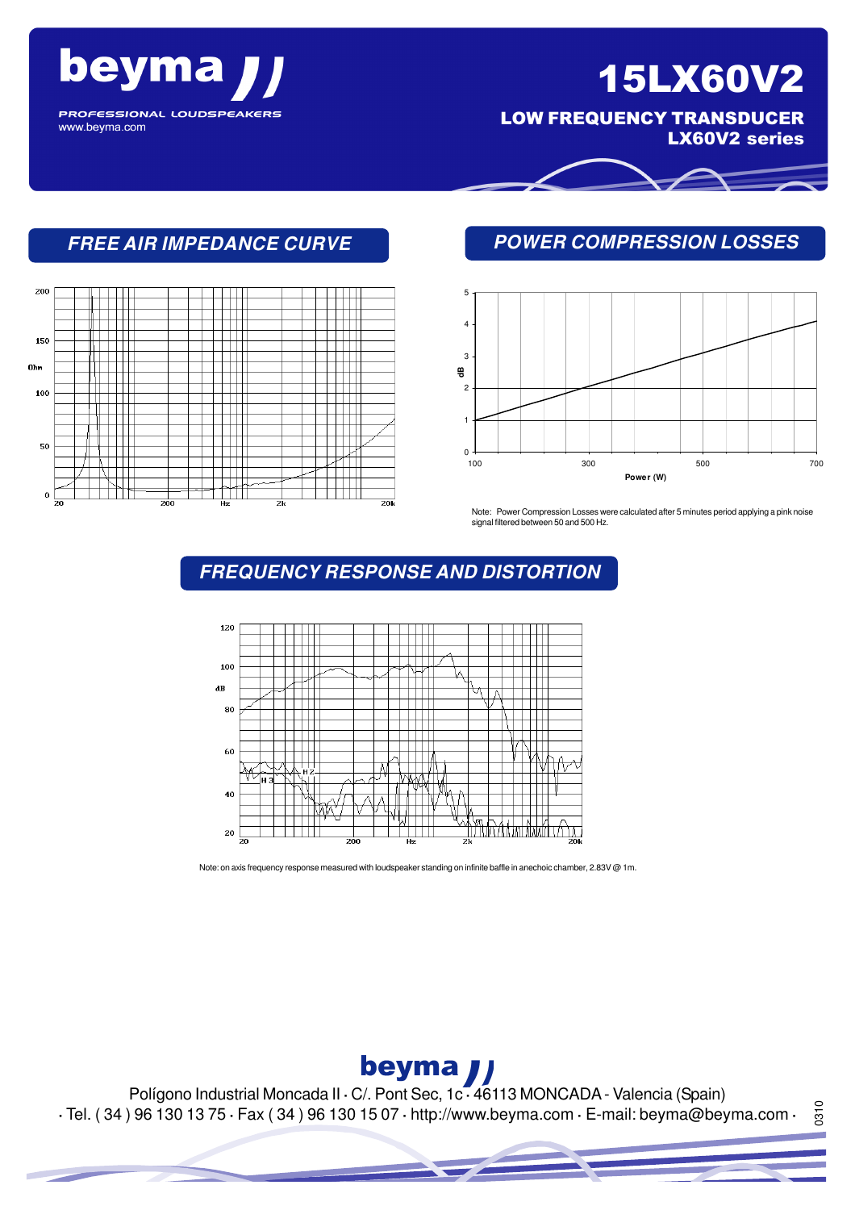beyma

PROFESSIONAL LOUDSPEAKERS

www.beyma.com

# 15LX60V2

**LOW FREQUENCY TRANSDUCER**

**LX60V2 series**

## FREE AIR IMPEDANCE CURVE

200
150
Ohm
100
50
0
20
200
Hz
2k
20k

## POWER COMPRESSION LOSSES

5
4
3
dB
2
1
0
100
300
500
700
Power (W)

Note: Power Compression Losses were calculated after 5 minutes period applying a pink noise signal filtered between 50 and 500 Hz.

## FREQUENCY RESPONSE AND DISTORTION

120
100
dB
80
60
40
20
20
200
Hz
2k
20k
H 2
H 3

Note: on axis frequency response measured with loudspeaker standing on infinite baffle in anechoic chamber, 2.83V @ 1m.

beyma

Polígono Industrial Moncada II · C/. Pont Sec, 1c · 46113 MONCADA - Valencia (Spain)
· Tel. ( 34 ) 96 130 13 75 · Fax ( 34 ) 96 130 15 07 · http://www.beyma.com · E-mail: beyma@beyma.com ·

0310